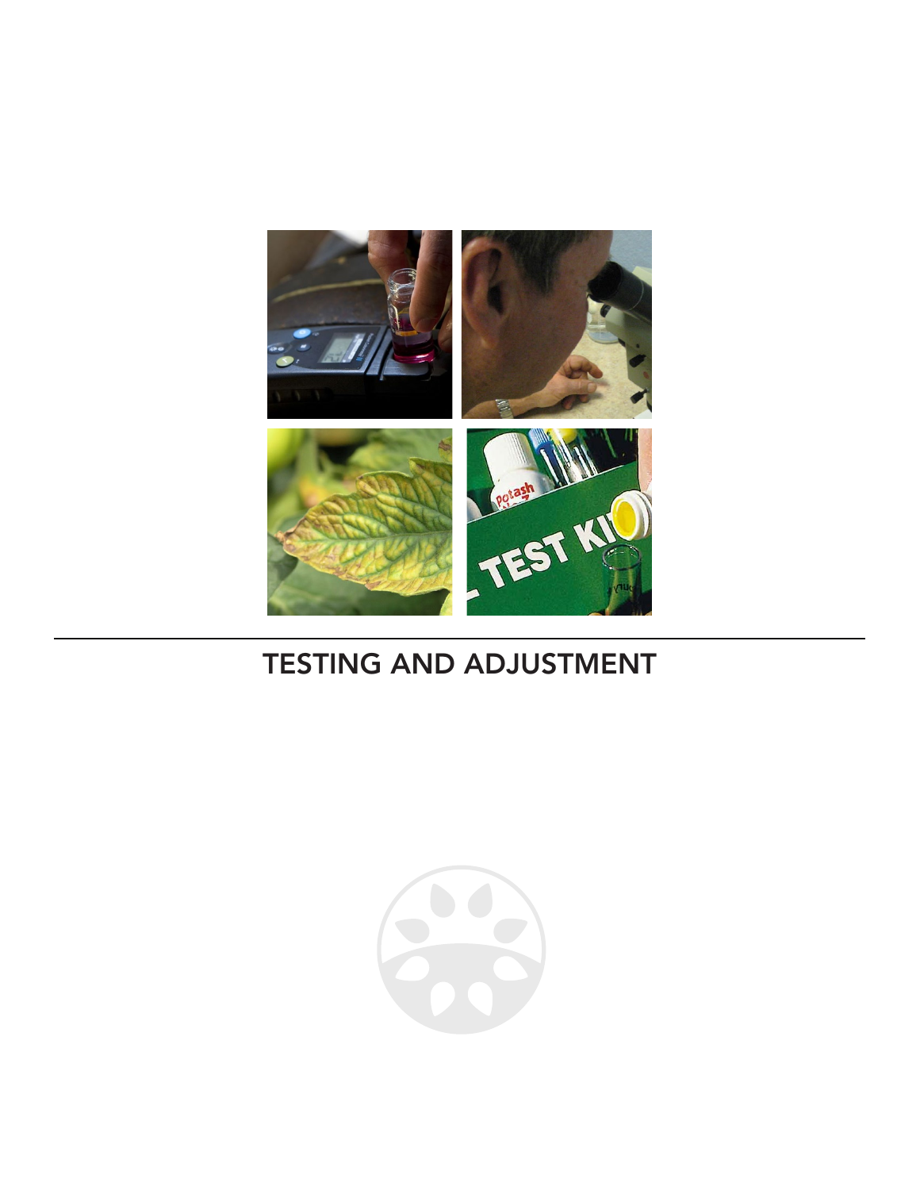# TESTING AND ADJUSTMENT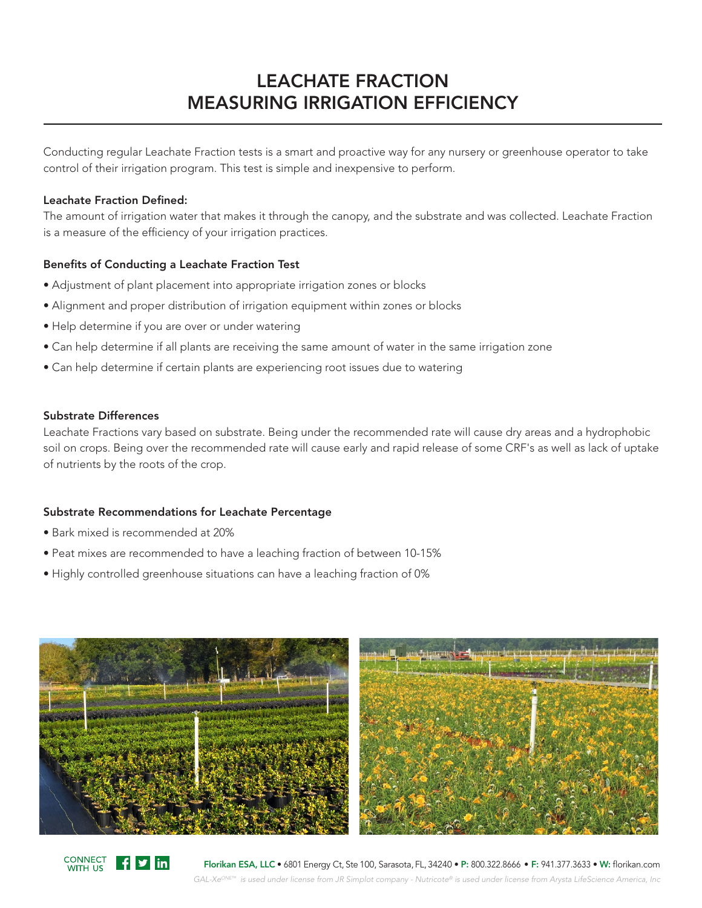# LEACHATE FRACTION
# MEASURING IRRIGATION EFFICIENCY

Conducting regular Leachate Fraction tests is a smart and proactive way for any nursery or greenhouse operator to take control of their irrigation program. This test is simple and inexpensive to perform.

**Leachate Fraction Defined:**

The amount of irrigation water that makes it through the canopy, and the substrate and was collected. Leachate Fraction is a measure of the efficiency of your irrigation practices.

**Benefits of Conducting a Leachate Fraction Test**

- Adjustment of plant placement into appropriate irrigation zones or blocks
- Alignment and proper distribution of irrigation equipment within zones or blocks
- Help determine if you are over or under watering
- Can help determine if all plants are receiving the same amount of water in the same irrigation zone
- Can help determine if certain plants are experiencing root issues due to watering

**Substrate Differences**

Leachate Fractions vary based on substrate. Being under the recommended rate will cause dry areas and a hydrophobic soil on crops. Being over the recommended rate will cause early and rapid release of some CRF's as well as lack of uptake of nutrients by the roots of the crop.

**Substrate Recommendations for Leachate Percentage**

- Bark mixed is recommended at 20%
- Peat mixes are recommended to have a leaching fraction of between 10-15%
- Highly controlled greenhouse situations can have a leaching fraction of 0%

CONNECT WITH US

**Florikan ESA, LLC** • 6801 Energy Ct, Ste 100, Sarasota, FL, 34240 • **P:** 800.322.8666 • **F:** 941.377.3633 • **W:** florikan.com

*GAL-Xe ONE™ is used under license from JR Simplot company - Nutricote® is used under license from Arysta LifeScience America, Inc*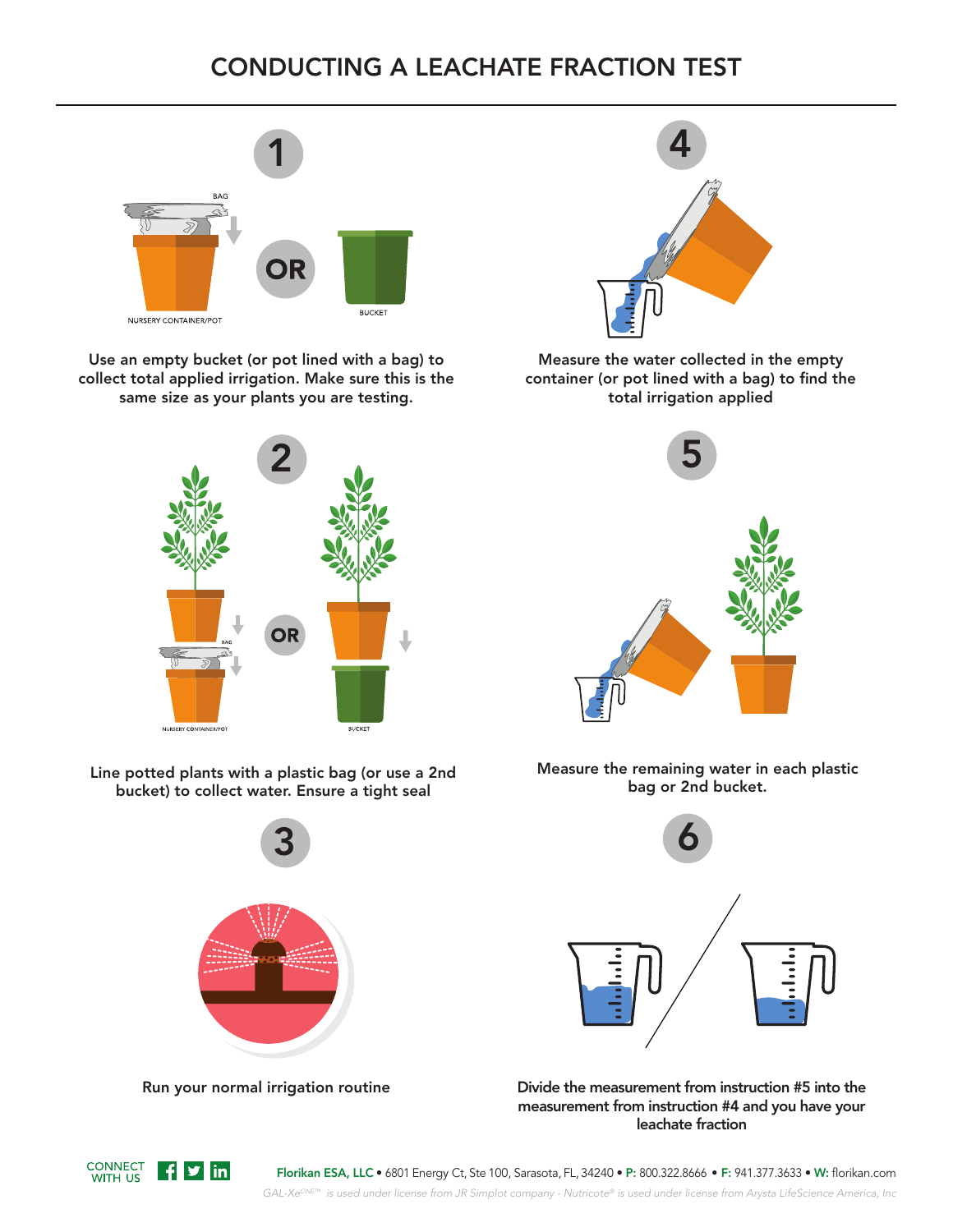# CONDUCTING A LEACHATE FRACTION TEST

## 1

BAG

NURSERY CONTAINER/POT

OR

BUCKET

Use an empty bucket (or pot lined with a bag) to collect total applied irrigation. Make sure this is the same size as your plants you are testing.

## 2

BAG

NURSERY CONTAINER/POT

OR

BUCKET

Line potted plants with a plastic bag (or use a 2nd bucket) to collect water. Ensure a tight seal

## 3

Run your normal irrigation routine

## 4

Measure the water collected in the empty container (or pot lined with a bag) to find the total irrigation applied

## 5

Measure the remaining water in each plastic bag or 2nd bucket.

## 6

Divide the measurement from instruction #5 into the measurement from instruction #4 and you have your leachate fraction

CONNECT WITH US

**Florikan ESA, LLC** • 6801 Energy Ct, Ste 100, Sarasota, FL, 34240 • **P:** 800.322.8666 • **F:** 941.377.3633 • **W:** florikan.com

*GAL-Xe[ONE™] is used under license from JR Simplot company - Nutricote® is used under license from Arysta LifeScience America, Inc*